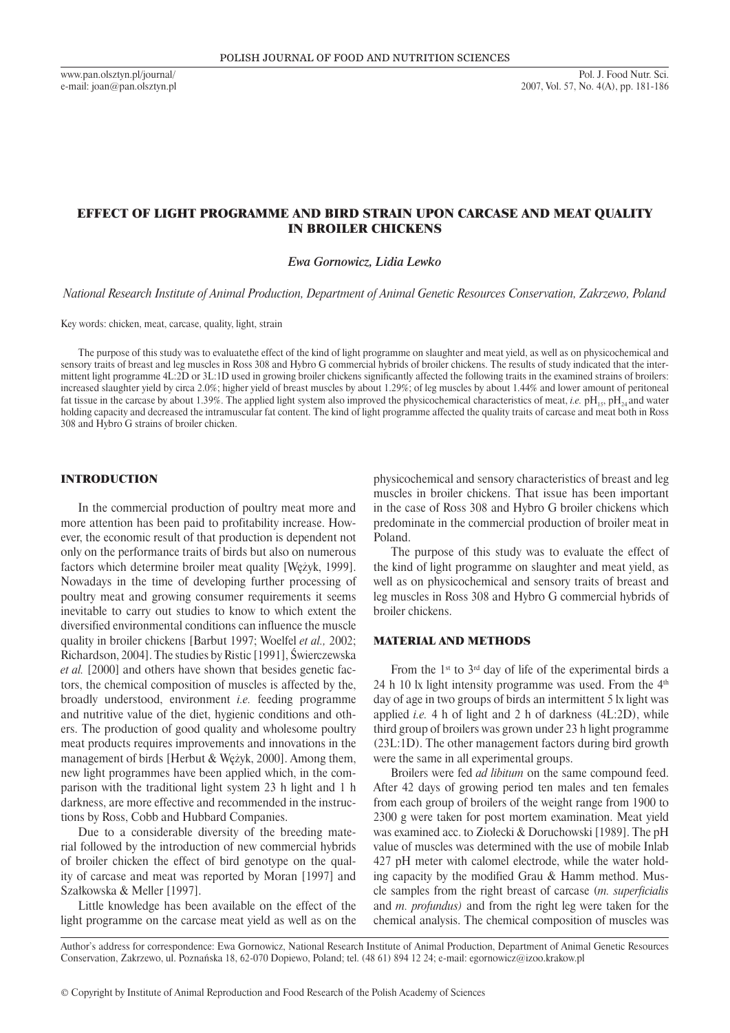# EFFECT OF LIGHT PROGRAMME AND BIRD STRAIN UPON CARCASE AND MEAT QUALITY IN BROILER CHICKENS

*Ewa Gornowicz, Lidia Lewko*

*National Research Institute of Animal Production, Department of Animal Genetic Resources Conservation, Zakrzewo, Poland*

Key words: chicken, meat, carcase, quality, light, strain

The purpose of this study was to evaluatethe effect of the kind of light programme on slaughter and meat yield, as well as on physicochemical and sensory traits of breast and leg muscles in Ross 308 and Hybro G commercial hybrids of broiler chickens. The results of study indicated that the intermittent light programme 4L:2D or 3L:1D used in growing broiler chickens significantly affected the following traits in the examined strains of broilers: increased slaughter yield by circa 2.0%; higher yield of breast muscles by about 1.29%; of leg muscles by about 1.44% and lower amount of peritoneal fat tissue in the carcase by about 1.39%. The applied light system also improved the physicochemical characteristics of meat, *i.e.* $pH_{15}$, $pH_{24}$ and water holding capacity and decreased the intramuscular fat content. The kind of light programme affected the quality traits of carcase and meat both in Ross 308 and Hybro G strains of broiler chicken.

## INTRODUCTION

In the commercial production of poultry meat more and more attention has been paid to profitability increase. However, the economic result of that production is dependent not only on the performance traits of birds but also on numerous factors which determine broiler meat quality [Wężyk, 1999]. Nowadays in the time of developing further processing of poultry meat and growing consumer requirements it seems inevitable to carry out studies to know to which extent the diversified environmental conditions can influence the muscle quality in broiler chickens [Barbut 1997; Woelfel *et al.,* 2002; Richardson, 2004]. The studies by Ristic [1991], Świerczewska *et al.* [2000] and others have shown that besides genetic factors, the chemical composition of muscles is affected by the, broadly understood, environment *i.e.* feeding programme and nutritive value of the diet, hygienic conditions and others. The production of good quality and wholesome poultry meat products requires improvements and innovations in the management of birds [Herbut & Wężyk, 2000]. Among them, new light programmes have been applied which, in the comparison with the traditional light system 23 h light and 1 h darkness, are more effective and recommended in the instructions by Ross, Cobb and Hubbard Companies.

Due to a considerable diversity of the breeding material followed by the introduction of new commercial hybrids of broiler chicken the effect of bird genotype on the quality of carcase and meat was reported by Moran [1997] and Szałkowska & Meller [1997].

Little knowledge has been available on the effect of the light programme on the carcase meat yield as well as on the physicochemical and sensory characteristics of breast and leg muscles in broiler chickens. That issue has been important in the case of Ross 308 and Hybro G broiler chickens which predominate in the commercial production of broiler meat in Poland.

The purpose of this study was to evaluate the effect of the kind of light programme on slaughter and meat yield, as well as on physicochemical and sensory traits of breast and leg muscles in Ross 308 and Hybro G commercial hybrids of broiler chickens.

## MATERIAL AND METHODS

From the 1st to 3rd day of life of the experimental birds a 24 h 10 lx light intensity programme was used. From the 4th day of age in two groups of birds an intermittent 5 lx light was applied *i.e.* 4 h of light and 2 h of darkness (4L:2D), while third group of broilers was grown under 23 h light programme (23L:1D). The other management factors during bird growth were the same in all experimental groups.

Broilers were fed *ad libitum* on the same compound feed. After 42 days of growing period ten males and ten females from each group of broilers of the weight range from 1900 to 2300 g were taken for post mortem examination. Meat yield was examined acc. to Ziołecki & Doruchowski [1989]. The pH value of muscles was determined with the use of mobile Inlab 427 pH meter with calomel electrode, while the water holding capacity by the modified Grau & Hamm method. Muscle samples from the right breast of carcase (*m. superficialis* and *m. profundus)* and from the right leg were taken for the chemical analysis. The chemical composition of muscles was

Author's address for correspondence: Ewa Gornowicz, National Research Institute of Animal Production, Department of Animal Genetic Resources Conservation, Zakrzewo, ul. Poznańska 18, 62-070 Dopiewo, Poland; tel. (48 61) 894 12 24; e-mail: egornowicz@izoo.krakow.pl

© Copyright by Institute of Animal Reproduction and Food Research of the Polish Academy of Sciences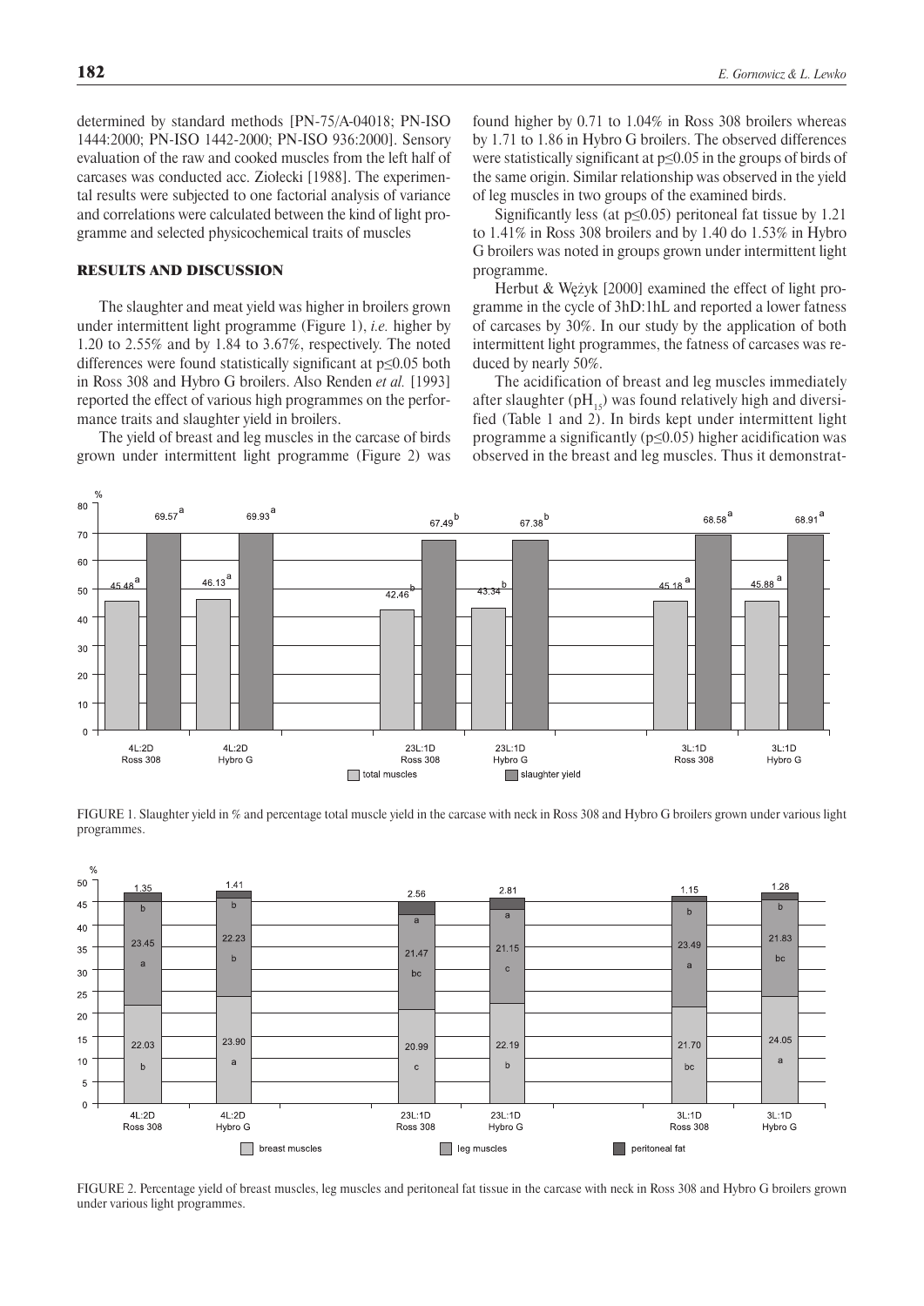determined by standard methods [PN-75/A-04018; PN-ISO 1444:2000; PN-ISO 1442-2000; PN-ISO 936:2000]. Sensory evaluation of the raw and cooked muscles from the left half of carcases was conducted acc. Ziołecki [1988]. The experimental results were subjected to one factorial analysis of variance and correlations were calculated between the kind of light programme and selected physicochemical traits of muscles

## RESULTS AND DISCUSSION

The slaughter and meat yield was higher in broilers grown under intermittent light programme (Figure 1), *i.e.* higher by 1.20 to 2.55% and by 1.84 to 3.67%, respectively. The noted differences were found statistically significant at $p \leq 0.05$ both in Ross 308 and Hybro G broilers. Also Renden *et al.* [1993] reported the effect of various high programmes on the performance traits and slaughter yield in broilers.

The yield of breast and leg muscles in the carcase of birds grown under intermittent light programme (Figure 2) was found higher by 0.71 to 1.04% in Ross 308 broilers whereas by 1.71 to 1.86 in Hybro G broilers. The observed differences were statistically significant at $p \leq 0.05$ in the groups of birds of the same origin. Similar relationship was observed in the yield of leg muscles in two groups of the examined birds.

Significantly less (at $p \leq 0.05$) peritoneal fat tissue by 1.21 to 1.41% in Ross 308 broilers and by 1.40 do 1.53% in Hybro G broilers was noted in groups grown under intermittent light programme.

Herbut & Wężyk [2000] examined the effect of light programme in the cycle of 3hD:1hL and reported a lower fatness of carcases by 30%. In our study by the application of both intermittent light programmes, the fatness of carcases was reduced by nearly 50%.

The acidification of breast and leg muscles immediately after slaughter ($pH_{15}$) was found relatively high and diversified (Table 1 and 2). In birds kept under intermittent light programme a significantly ($p \leq 0.05$) higher acidification was observed in the breast and leg muscles. Thus it demonstrat-

| Group | Total muscles (%) | Slaughter yield (%) |
|---|---|---|
| 4L:2D Ross 308 | 45.48[a] | 69.57[a] |
| 4L:2D Hybro G | 46.13[a] | 69.93[a] |
| 23L:1D Ross 308 | 42.46[b] | 67.49[b] |
| 23L:1D Hybro G | 43.34[b] | 67.38[b] |
| 3L:1D Ross 308 | 45.18[a] | 68.58[a] |
| 3L:1D Hybro G | 45.88[a] | 68.91[a] |

FIGURE 1. Slaughter yield in % and percentage total muscle yield in the carcase with neck in Ross 308 and Hybro G broilers grown under various light programmes.

| Group | Breast muscles (%) | Leg muscles (%) | Peritoneal fat (%) |
|---|---|---|---|
| 4L:2D Ross 308 | 22.03 b | 23.45 a | 1.35 b |
| 4L:2D Hybro G | 23.90 a | 22.23 b | 1.41 b |
| 23L:1D Ross 308 | 20.99 c | 21.47 bc | 2.56 a |
| 23L:1D Hybro G | 22.19 b | 21.15 c | 2.81 a |
| 3L:1D Ross 308 | 21.70 bc | 23.49 a | 1.15 b |
| 3L:1D Hybro G | 24.05 a | 21.83 bc | 1.28 b |

FIGURE 2. Percentage yield of breast muscles, leg muscles and peritoneal fat tissue in the carcase with neck in Ross 308 and Hybro G broilers grown under various light programmes.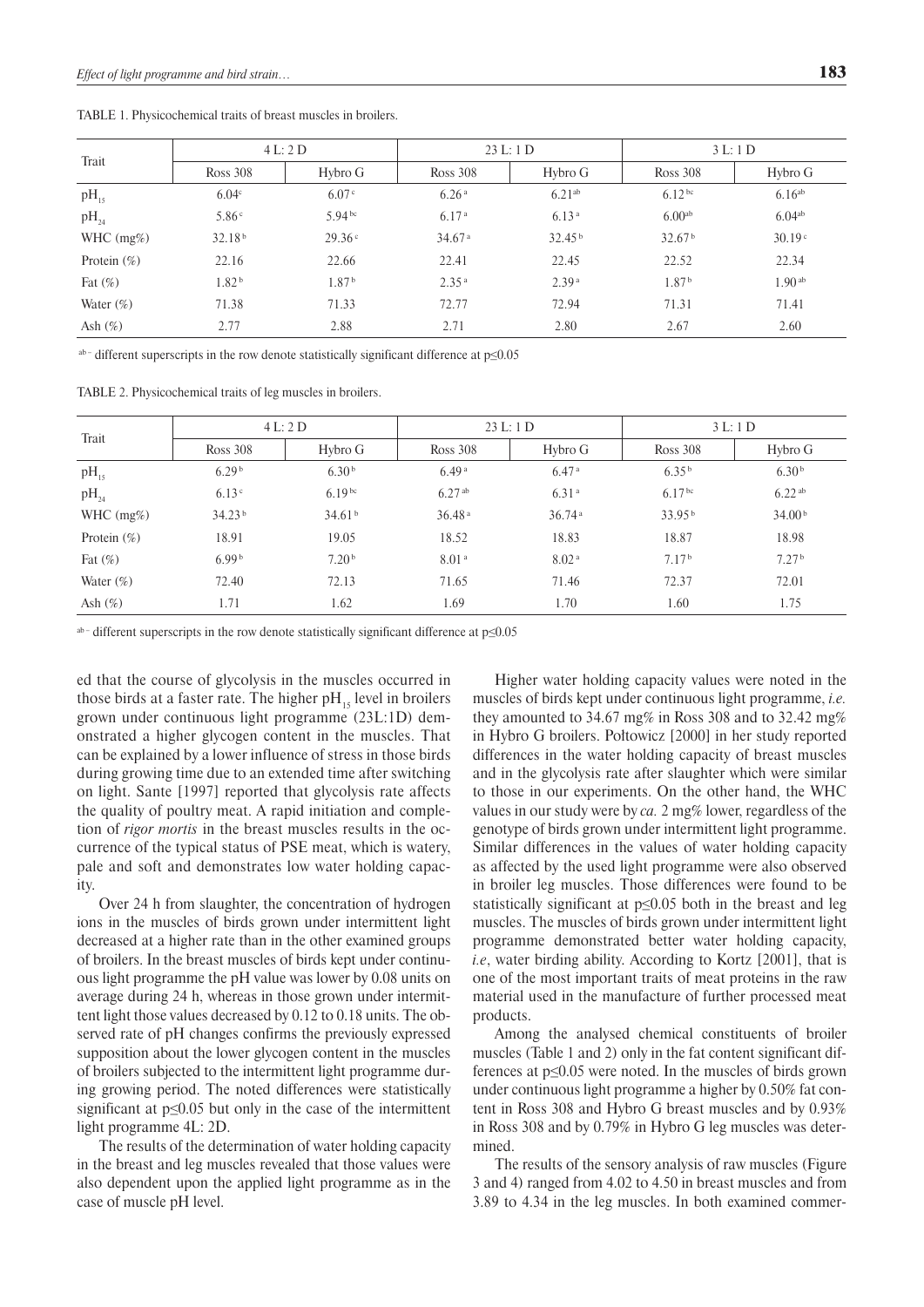TABLE 1. Physicochemical traits of breast muscles in broilers.

| Trait | 4 L: 2 D | | 23 L: 1 D | | 3 L: 1 D | |
|---|---|---|---|---|---|---|
| | Ross 308 | Hybro G | Ross 308 | Hybro G | Ross 308 | Hybro G |
| $pH_{15}$ | 6.04[c] | 6.07[c] | 6.26[a] | 6.21[ab] | 6.12[bc] | 6.16[ab] |
| $pH_{24}$ | 5.86[c] | 5.94[bc] | 6.17[a] | 6.13[a] | 6.00[ab] | 6.04[ab] |
| WHC (mg%) | 32.18[b] | 29.36[c] | 34.67[a] | 32.45[b] | 32.67[b] | 30.19[c] |
| Protein (%) | 22.16 | 22.66 | 22.41 | 22.45 | 22.52 | 22.34 |
| Fat (%) | 1.82[b] | 1.87[b] | 2.35[a] | 2.39[a] | 1.87[b] | 1.90[ab] |
| Water (%) | 71.38 | 71.33 | 72.77 | 72.94 | 71.31 | 71.41 |
| Ash (%) | 2.77 | 2.88 | 2.71 | 2.80 | 2.67 | 2.60 |

[ab] – different superscripts in the row denote statistically significant difference at $p \leq 0.05$

TABLE 2. Physicochemical traits of leg muscles in broilers.

| Trait | 4 L: 2 D | | 23 L: 1 D | | 3 L: 1 D | |
|---|---|---|---|---|---|---|
| | Ross 308 | Hybro G | Ross 308 | Hybro G | Ross 308 | Hybro G |
| $pH_{15}$ | 6.29[b] | 6.30[b] | 6.49[a] | 6.47[a] | 6.35[b] | 6.30[b] |
| $pH_{24}$ | 6.13[c] | 6.19[bc] | 6.27[ab] | 6.31[a] | 6.17[bc] | 6.22[ab] |
| WHC (mg%) | 34.23[b] | 34.61[b] | 36.48[a] | 36.74[a] | 33.95[b] | 34.00[b] |
| Protein (%) | 18.91 | 19.05 | 18.52 | 18.83 | 18.87 | 18.98 |
| Fat (%) | 6.99[b] | 7.20[b] | 8.01[a] | 8.02[a] | 7.17[b] | 7.27[b] |
| Water (%) | 72.40 | 72.13 | 71.65 | 71.46 | 72.37 | 72.01 |
| Ash (%) | 1.71 | 1.62 | 1.69 | 1.70 | 1.60 | 1.75 |

[ab] – different superscripts in the row denote statistically significant difference at $p \leq 0.05$

ed that the course of glycolysis in the muscles occurred in those birds at a faster rate. The higher $pH_{15}$ level in broilers grown under continuous light programme (23L:1D) demonstrated a higher glycogen content in the muscles. That can be explained by a lower influence of stress in those birds during growing time due to an extended time after switching on light. Sante [1997] reported that glycolysis rate affects the quality of poultry meat. A rapid initiation and completion of *rigor mortis* in the breast muscles results in the occurrence of the typical status of PSE meat, which is watery, pale and soft and demonstrates low water holding capacity.

Over 24 h from slaughter, the concentration of hydrogen ions in the muscles of birds grown under intermittent light decreased at a higher rate than in the other examined groups of broilers. In the breast muscles of birds kept under continuous light programme the pH value was lower by 0.08 units on average during 24 h, whereas in those grown under intermittent light those values decreased by 0.12 to 0.18 units. The observed rate of pH changes confirms the previously expressed supposition about the lower glycogen content in the muscles of broilers subjected to the intermittent light programme during growing period. The noted differences were statistically significant at $p \leq 0.05$ but only in the case of the intermittent light programme 4L: 2D.

The results of the determination of water holding capacity in the breast and leg muscles revealed that those values were also dependent upon the applied light programme as in the case of muscle pH level.

Higher water holding capacity values were noted in the muscles of birds kept under continuous light programme, *i.e.* they amounted to 34.67 mg% in Ross 308 and to 32.42 mg% in Hybro G broilers. Połtowicz [2000] in her study reported differences in the water holding capacity of breast muscles and in the glycolysis rate after slaughter which were similar to those in our experiments. On the other hand, the WHC values in our study were by *ca.* 2 mg% lower, regardless of the genotype of birds grown under intermittent light programme. Similar differences in the values of water holding capacity as affected by the used light programme were also observed in broiler leg muscles. Those differences were found to be statistically significant at $p \leq 0.05$ both in the breast and leg muscles. The muscles of birds grown under intermittent light programme demonstrated better water holding capacity, *i.e*, water birding ability. According to Kortz [2001], that is one of the most important traits of meat proteins in the raw material used in the manufacture of further processed meat products.

Among the analysed chemical constituents of broiler muscles (Table 1 and 2) only in the fat content significant differences at $p \leq 0.05$ were noted. In the muscles of birds grown under continuous light programme a higher by 0.50% fat content in Ross 308 and Hybro G breast muscles and by 0.93% in Ross 308 and by 0.79% in Hybro G leg muscles was determined.

The results of the sensory analysis of raw muscles (Figure 3 and 4) ranged from 4.02 to 4.50 in breast muscles and from 3.89 to 4.34 in the leg muscles. In both examined commer-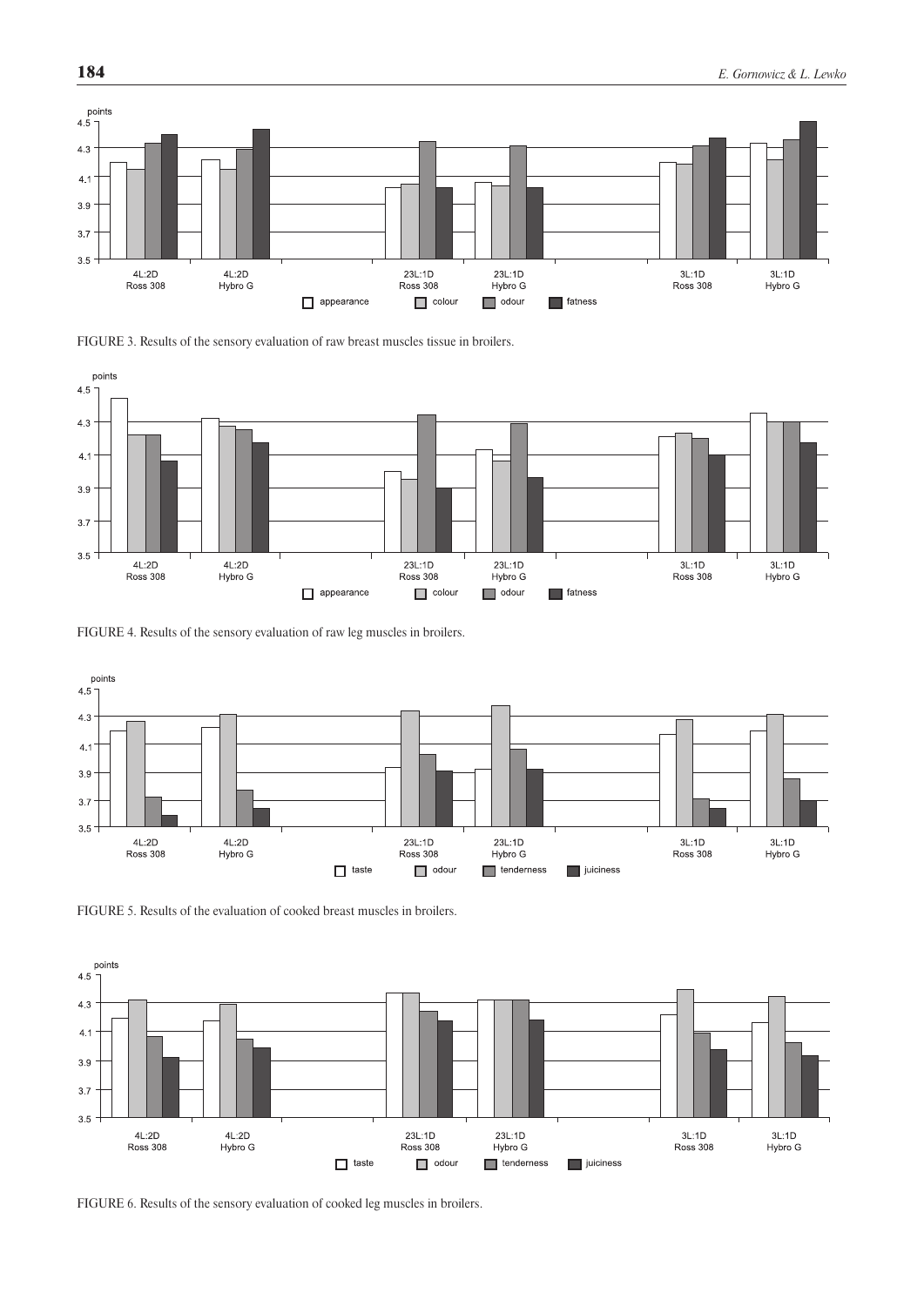FIGURE 3. Results of the sensory evaluation of raw breast muscles tissue in broilers.

FIGURE 4. Results of the sensory evaluation of raw leg muscles in broilers.

FIGURE 5. Results of the evaluation of cooked breast muscles in broilers.

FIGURE 6. Results of the sensory evaluation of cooked leg muscles in broilers.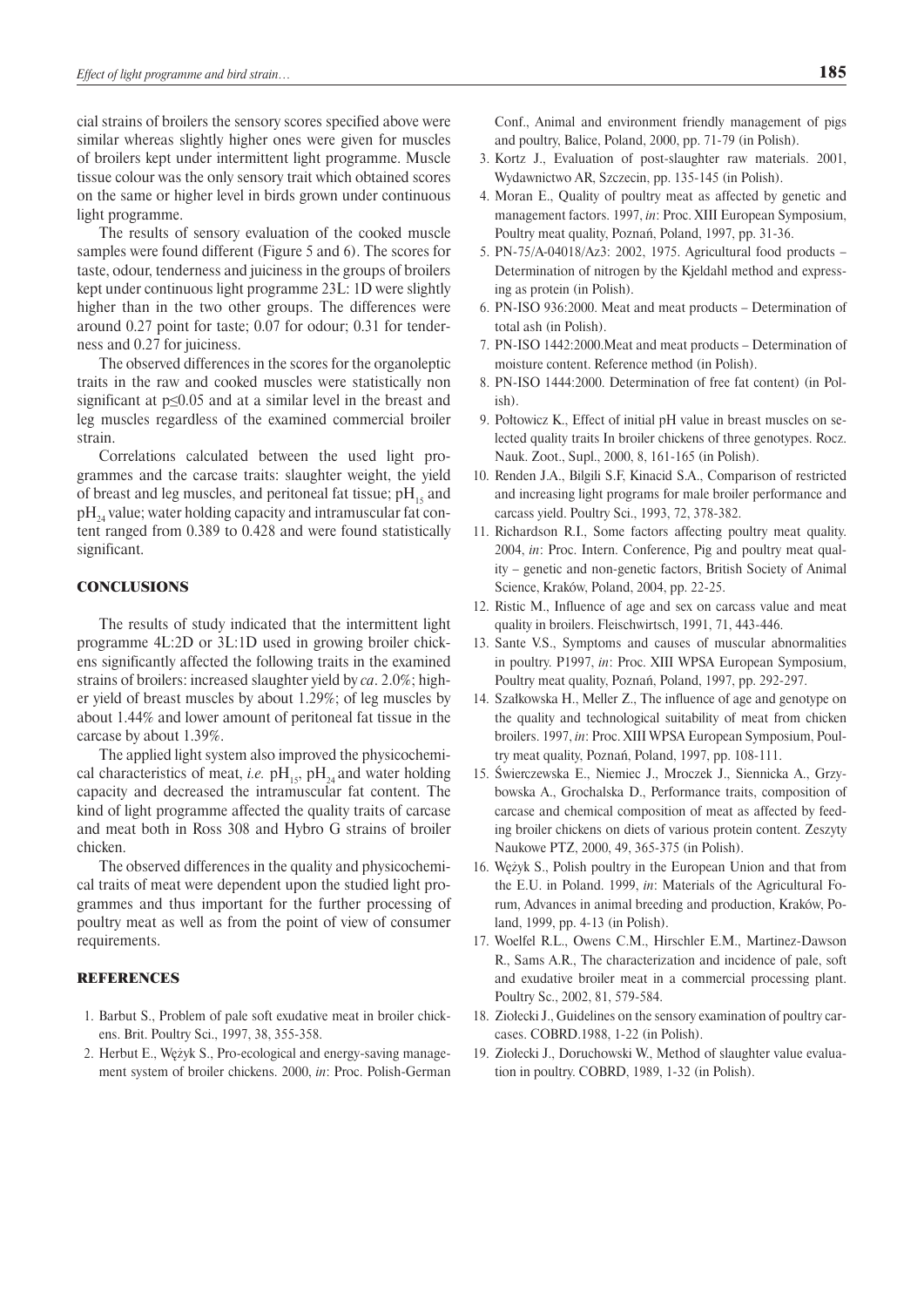cial strains of broilers the sensory scores specified above were similar whereas slightly higher ones were given for muscles of broilers kept under intermittent light programme. Muscle tissue colour was the only sensory trait which obtained scores on the same or higher level in birds grown under continuous light programme.

The results of sensory evaluation of the cooked muscle samples were found different (Figure 5 and 6). The scores for taste, odour, tenderness and juiciness in the groups of broilers kept under continuous light programme 23L: 1D were slightly higher than in the two other groups. The differences were around 0.27 point for taste; 0.07 for odour; 0.31 for tenderness and 0.27 for juiciness.

The observed differences in the scores for the organoleptic traits in the raw and cooked muscles were statistically non significant at $p \leq 0.05$ and at a similar level in the breast and leg muscles regardless of the examined commercial broiler strain.

Correlations calculated between the used light programmes and the carcase traits: slaughter weight, the yield of breast and leg muscles, and peritoneal fat tissue; $pH_{15}$ and $pH_{24}$ value; water holding capacity and intramuscular fat content ranged from 0.389 to 0.428 and were found statistically significant.

## CONCLUSIONS

The results of study indicated that the intermittent light programme 4L:2D or 3L:1D used in growing broiler chickens significantly affected the following traits in the examined strains of broilers: increased slaughter yield by *ca*. 2.0%; higher yield of breast muscles by about 1.29%; of leg muscles by about 1.44% and lower amount of peritoneal fat tissue in the carcase by about 1.39%.

The applied light system also improved the physicochemical characteristics of meat, *i.e.* $pH_{15}$, $pH_{24}$ and water holding capacity and decreased the intramuscular fat content. The kind of light programme affected the quality traits of carcase and meat both in Ross 308 and Hybro G strains of broiler chicken.

The observed differences in the quality and physicochemical traits of meat were dependent upon the studied light programmes and thus important for the further processing of poultry meat as well as from the point of view of consumer requirements.

## REFERENCES

1. Barbut S., Problem of pale soft exudative meat in broiler chickens. Brit. Poultry Sci., 1997, 38, 355-358.
2. Herbut E., Wężyk S., Pro-ecological and energy-saving management system of broiler chickens. 2000, *in*: Proc. Polish-German Conf., Animal and environment friendly management of pigs and poultry, Balice, Poland, 2000, pp. 71-79 (in Polish).
3. Kortz J., Evaluation of post-slaughter raw materials. 2001, Wydawnictwo AR, Szczecin, pp. 135-145 (in Polish).
4. Moran E., Quality of poultry meat as affected by genetic and management factors. 1997, *in*: Proc. XIII European Symposium, Poultry meat quality, Poznań, Poland, 1997, pp. 31-36.
5. PN-75/A-04018/Az3: 2002, 1975. Agricultural food products – Determination of nitrogen by the Kjeldahl method and expressing as protein (in Polish).
6. PN-ISO 936:2000. Meat and meat products – Determination of total ash (in Polish).
7. PN-ISO 1442:2000.Meat and meat products – Determination of moisture content. Reference method (in Polish).
8. PN-ISO 1444:2000. Determination of free fat content) (in Polish).
9. Połtowicz K., Effect of initial pH value in breast muscles on selected quality traits In broiler chickens of three genotypes. Rocz. Nauk. Zoot., Supl., 2000, 8, 161-165 (in Polish).
10. Renden J.A., Bilgili S.F, Kinacid S.A., Comparison of restricted and increasing light programs for male broiler performance and carcass yield. Poultry Sci., 1993, 72, 378-382.
11. Richardson R.I., Some factors affecting poultry meat quality. 2004, *in*: Proc. Intern. Conference, Pig and poultry meat quality – genetic and non-genetic factors, British Society of Animal Science, Kraków, Poland, 2004, pp. 22-25.
12. Ristic M., Influence of age and sex on carcass value and meat quality in broilers. Fleischwirtsch, 1991, 71, 443-446.
13. Sante V.S., Symptoms and causes of muscular abnormalities in poultry. P1997, *in*: Proc. XIII WPSA European Symposium, Poultry meat quality, Poznań, Poland, 1997, pp. 292-297.
14. Szałkowska H., Meller Z., The influence of age and genotype on the quality and technological suitability of meat from chicken broilers. 1997, *in*: Proc. XIII WPSA European Symposium, Poultry meat quality, Poznań, Poland, 1997, pp. 108-111.
15. Świerczewska E., Niemiec J., Mroczek J., Siennicka A., Grzybowska A., Grochalska D., Performance traits, composition of carcase and chemical composition of meat as affected by feeding broiler chickens on diets of various protein content. Zeszyty Naukowe PTZ, 2000, 49, 365-375 (in Polish).
16. Wężyk S., Polish poultry in the European Union and that from the E.U. in Poland. 1999, *in*: Materials of the Agricultural Forum, Advances in animal breeding and production, Kraków, Poland, 1999, pp. 4-13 (in Polish).
17. Woelfel R.L., Owens C.M., Hirschler E.M., Martinez-Dawson R., Sams A.R., The characterization and incidence of pale, soft and exudative broiler meat in a commercial processing plant. Poultry Sc., 2002, 81, 579-584.
18. Ziołecki J., Guidelines on the sensory examination of poultry carcases. COBRD.1988, 1-22 (in Polish).
19. Ziołecki J., Doruchowski W., Method of slaughter value evaluation in poultry. COBRD, 1989, 1-32 (in Polish).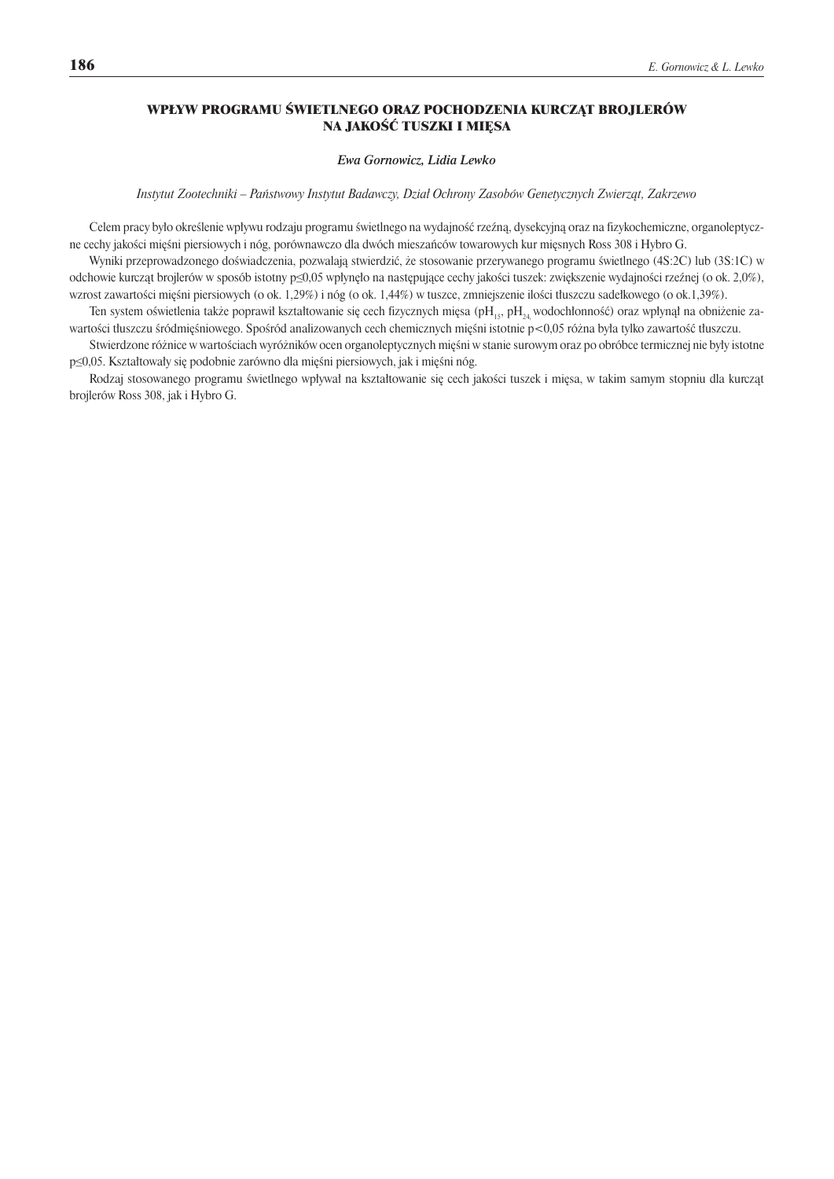## WPŁYW PROGRAMU ŚWIETLNEGO ORAZ POCHODZENIA KURCZĄT BROJLERÓW NA JAKOŚĆ TUSZKI I MIĘSA

*Ewa Gornowicz, Lidia Lewko*

*Instytut Zootechniki – Państwowy Instytut Badawczy, Dział Ochrony Zasobów Genetycznych Zwierząt, Zakrzewo*

Celem pracy było określenie wpływu rodzaju programu świetlnego na wydajność rzeźną, dysekcyjną oraz na fizykochemiczne, organoleptyczne cechy jakości mięśni piersiowych i nóg, porównawczo dla dwóch mieszańców towarowych kur mięsnych Ross 308 i Hybro G.

Wyniki przeprowadzonego doświadczenia, pozwalają stwierdzić, że stosowanie przerywanego programu świetlnego (4S:2C) lub (3S:1C) w odchowie kurcząt brojlerów w sposób istotny $p \leq 0{,}05$ wpłynęło na następujące cechy jakości tuszek: zwiększenie wydajności rzeźnej (o ok. 2,0%), wzrost zawartości mięśni piersiowych (o ok. 1,29%) i nóg (o ok. 1,44%) w tuszce, zmniejszenie ilości tłuszczu sadełkowego (o ok.1,39%).

Ten system oświetlenia także poprawił kształtowanie się cech fizycznych mięsa ($pH_{15}$, $pH_{24}$, wodochłonność) oraz wpłynął na obniżenie zawartości tłuszczu śródmięśniowego. Spośród analizowanych cech chemicznych mięśni istotnie $p<0{,}05$ różna była tylko zawartość tłuszczu.

Stwierdzone różnice w wartościach wyróżników ocen organoleptycznych mięśni w stanie surowym oraz po obróbce termicznej nie były istotne $p \leq 0{,}05$. Kształtowały się podobnie zarówno dla mięśni piersiowych, jak i mięśni nóg.

Rodzaj stosowanego programu świetlnego wpływał na kształtowanie się cech jakości tuszek i mięsa, w takim samym stopniu dla kurcząt brojlerów Ross 308, jak i Hybro G.